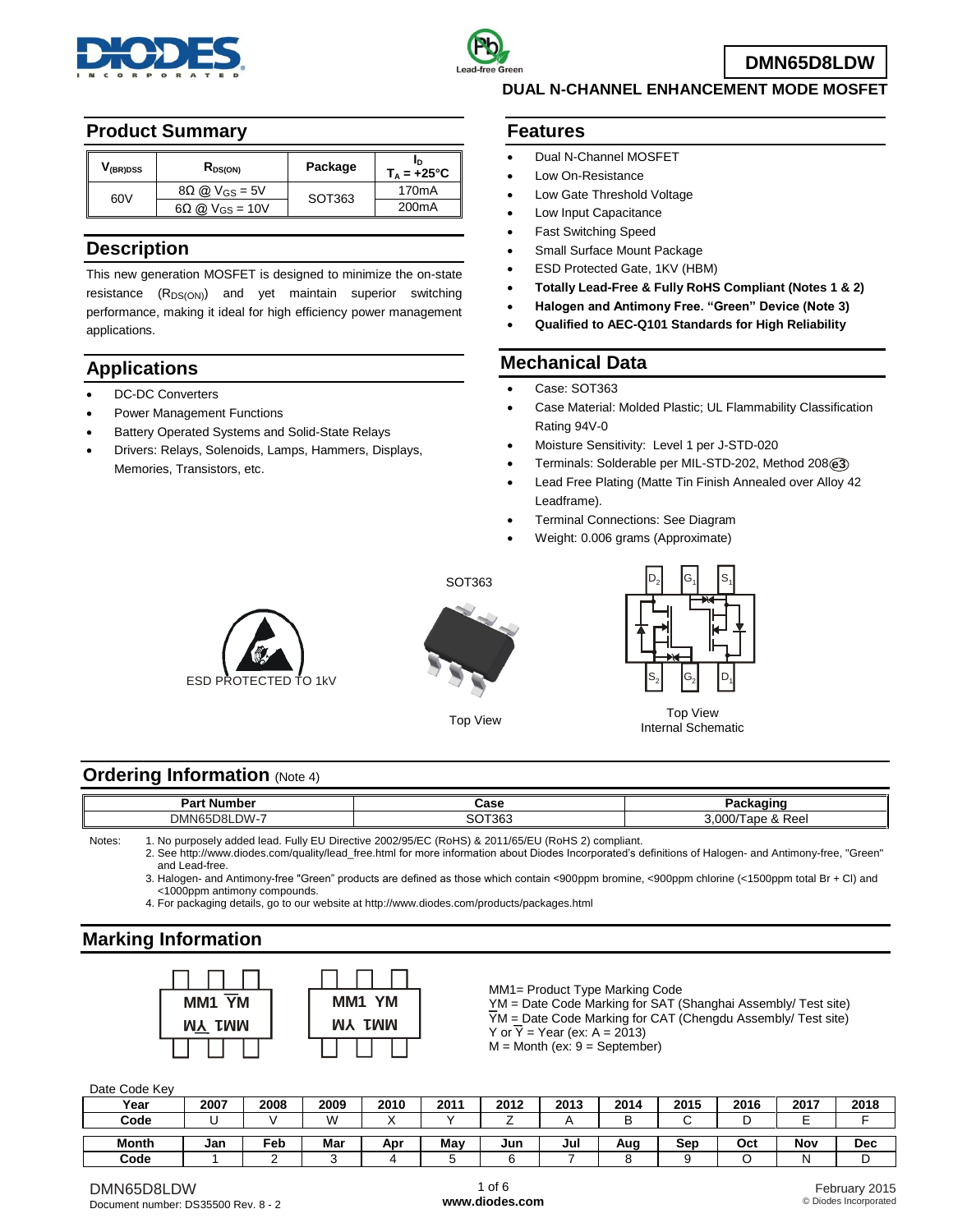# DMN65D8LDW

## DUAL N-CHANNEL ENHANCEMENT MODE MOSFET

## Product Summary

| $V_{(BR)DSS}$ | $R_{DS(ON)}$ | Package | $I_D$ $T_A = +25°C$ |
|---|---|---|---|
| 60V | 8Ω @ $V_{GS}$ = 5V | SOT363 | 170mA |
| | 6Ω @ $V_{GS}$ = 10V | | 200mA |

## Description

This new generation MOSFET is designed to minimize the on-state resistance ($R_{DS(ON)}$) and yet maintain superior switching performance, making it ideal for high efficiency power management applications.

## Applications

- DC-DC Converters
- Power Management Functions
- Battery Operated Systems and Solid-State Relays
- Drivers: Relays, Solenoids, Lamps, Hammers, Displays, Memories, Transistors, etc.

## Features

- Dual N-Channel MOSFET
- Low On-Resistance
- Low Gate Threshold Voltage
- Low Input Capacitance
- Fast Switching Speed
- Small Surface Mount Package
- ESD Protected Gate, 1KV (HBM)
- **Totally Lead-Free & Fully RoHS Compliant (Notes 1 & 2)**
- **Halogen and Antimony Free. "Green" Device (Note 3)**
- **Qualified to AEC-Q101 Standards for High Reliability**

## Mechanical Data

- Case: SOT363
- Case Material: Molded Plastic; UL Flammability Classification Rating 94V-0
- Moisture Sensitivity: Level 1 per J-STD-020
- Terminals: Solderable per MIL-STD-202, Method 208 (e3)
- Lead Free Plating (Matte Tin Finish Annealed over Alloy 42 Leadframe).
- Terminal Connections: See Diagram
- Weight: 0.006 grams (Approximate)

ESD PROTECTED TO 1kV

SOT363

Top View

D2 G1 S1 / S2 G2 D1

Top View
Internal Schematic

## Ordering Information (Note 4)

| Part Number | Case | Packaging |
|---|---|---|
| DMN65D8LDW-7 | SOT363 | 3,000/Tape & Reel |

Notes:
1. No purposely added lead. Fully EU Directive 2002/95/EC (RoHS) & 2011/65/EU (RoHS 2) compliant.
2. See http://www.diodes.com/quality/lead_free.html for more information about Diodes Incorporated's definitions of Halogen- and Antimony-free, "Green" and Lead-free.
3. Halogen- and Antimony-free "Green" products are defined as those which contain <900ppm bromine, <900ppm chlorine (<1500ppm total Br + Cl) and <1000ppm antimony compounds.
4. For packaging details, go to our website at http://www.diodes.com/products/packages.html

## Marking Information

MM1 $\overline{Y}$M

MM1 YM

MM1= Product Type Marking Code
YM = Date Code Marking for SAT (Shanghai Assembly/ Test site)
$\overline{Y}$M = Date Code Marking for CAT (Chengdu Assembly/ Test site)
Y or $\overline{Y}$ = Year (ex: A = 2013)
M = Month (ex: 9 = September)

Date Code Key

| Year | 2007 | 2008 | 2009 | 2010 | 2011 | 2012 | 2013 | 2014 | 2015 | 2016 | 2017 | 2018 |
|---|---|---|---|---|---|---|---|---|---|---|---|---|
| Code | U | V | W | X | Y | Z | A | B | C | D | E | F |

| Month | Jan | Feb | Mar | Apr | May | Jun | Jul | Aug | Sep | Oct | Nov | Dec |
|---|---|---|---|---|---|---|---|---|---|---|---|---|
| Code | 1 | 2 | 3 | 4 | 5 | 6 | 7 | 8 | 9 | O | N | D |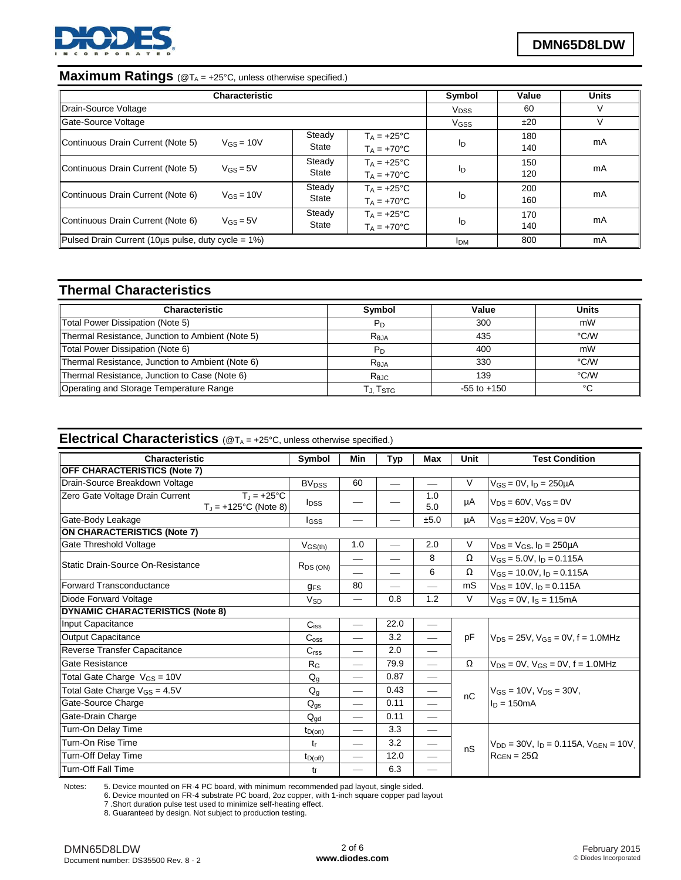## Maximum Ratings (@$T_A$ = +25°C, unless otherwise specified.)

| Characteristic | | | | Symbol | Value | Units |
|---|---|---|---|---|---|---|
| Drain-Source Voltage | | | | $V_{DSS}$ | 60 | V |
| Gate-Source Voltage | | | | $V_{GSS}$ | ±20 | V |
| Continuous Drain Current (Note 5) | $V_{GS}$ = 10V | Steady State | $T_A$ = +25°C<br>$T_A$ = +70°C | $I_D$ | 180<br>140 | mA |
| Continuous Drain Current (Note 5) | $V_{GS}$ = 5V | Steady State | $T_A$ = +25°C<br>$T_A$ = +70°C | $I_D$ | 150<br>120 | mA |
| Continuous Drain Current (Note 6) | $V_{GS}$ = 10V | Steady State | $T_A$ = +25°C<br>$T_A$ = +70°C | $I_D$ | 200<br>160 | mA |
| Continuous Drain Current (Note 6) | $V_{GS}$ = 5V | Steady State | $T_A$ = +25°C<br>$T_A$ = +70°C | $I_D$ | 170<br>140 | mA |
| Pulsed Drain Current (10µs pulse, duty cycle = 1%) | | | | $I_{DM}$ | 800 | mA |

## Thermal Characteristics

| Characteristic | Symbol | Value | Units |
|---|---|---|---|
| Total Power Dissipation (Note 5) | $P_D$ | 300 | mW |
| Thermal Resistance, Junction to Ambient (Note 5) | $R_{\theta JA}$ | 435 | °C/W |
| Total Power Dissipation (Note 6) | $P_D$ | 400 | mW |
| Thermal Resistance, Junction to Ambient (Note 6) | $R_{\theta JA}$ | 330 | °C/W |
| Thermal Resistance, Junction to Case (Note 6) | $R_{\theta JC}$ | 139 | °C/W |
| Operating and Storage Temperature Range | $T_J$, $T_{STG}$ | -55 to +150 | °C |

## Electrical Characteristics (@$T_A$ = +25°C, unless otherwise specified.)

| Characteristic | Symbol | Min | Typ | Max | Unit | Test Condition |
|---|---|---|---|---|---|---|
| **OFF CHARACTERISTICS (Note 7)** | | | | | | |
| Drain-Source Breakdown Voltage | $BV_{DSS}$ | 60 | — | — | V | $V_{GS}$ = 0V, $I_D$ = 250µA |
| Zero Gate Voltage Drain Current $T_J$ = +25°C<br>$T_J$ = +125°C (Note 8) | $I_{DSS}$ | — | — | 1.0<br>5.0 | µA | $V_{DS}$ = 60V, $V_{GS}$ = 0V |
| Gate-Body Leakage | $I_{GSS}$ | — | — | ±5.0 | µA | $V_{GS}$ = ±20V, $V_{DS}$ = 0V |
| **ON CHARACTERISTICS (Note 7)** | | | | | | |
| Gate Threshold Voltage | $V_{GS(th)}$ | 1.0 | — | 2.0 | V | $V_{DS}$ = $V_{GS}$, $I_D$ = 250µA |
| Static Drain-Source On-Resistance | $R_{DS(ON)}$ | — | — | 8 | Ω | $V_{GS}$ = 5.0V, $I_D$ = 0.115A |
| | | — | — | 6 | Ω | $V_{GS}$ = 10.0V, $I_D$ = 0.115A |
| Forward Transconductance | $g_{FS}$ | 80 | — | — | mS | $V_{DS}$ = 10V, $I_D$ = 0.115A |
| Diode Forward Voltage | $V_{SD}$ | — | 0.8 | 1.2 | V | $V_{GS}$ = 0V, $I_S$ = 115mA |
| **DYNAMIC CHARACTERISTICS (Note 8)** | | | | | | |
| Input Capacitance | $C_{iss}$ | — | 22.0 | — | pF | $V_{DS}$ = 25V, $V_{GS}$ = 0V, f = 1.0MHz |
| Output Capacitance | $C_{oss}$ | — | 3.2 | — | pF | $V_{DS}$ = 25V, $V_{GS}$ = 0V, f = 1.0MHz |
| Reverse Transfer Capacitance | $C_{rss}$ | — | 2.0 | — | pF | $V_{DS}$ = 25V, $V_{GS}$ = 0V, f = 1.0MHz |
| Gate Resistance | $R_G$ | — | 79.9 | — | Ω | $V_{DS}$ = 0V, $V_{GS}$ = 0V, f = 1.0MHz |
| Total Gate Charge $V_{GS}$ = 10V | $Q_g$ | — | 0.87 | — | nC | $V_{GS}$ = 10V, $V_{DS}$ = 30V, $I_D$ = 150mA |
| Total Gate Charge $V_{GS}$ = 4.5V | $Q_g$ | — | 0.43 | — | nC | $V_{GS}$ = 10V, $V_{DS}$ = 30V, $I_D$ = 150mA |
| Gate-Source Charge | $Q_{gs}$ | — | 0.11 | — | nC | $V_{GS}$ = 10V, $V_{DS}$ = 30V, $I_D$ = 150mA |
| Gate-Drain Charge | $Q_{gd}$ | — | 0.11 | — | nC | $V_{GS}$ = 10V, $V_{DS}$ = 30V, $I_D$ = 150mA |
| Turn-On Delay Time | $t_{D(on)}$ | — | 3.3 | — | nS | $V_{DD}$ = 30V, $I_D$ = 0.115A, $V_{GEN}$ = 10V, $R_{GEN}$ = 25Ω |
| Turn-On Rise Time | $t_r$ | — | 3.2 | — | nS | $V_{DD}$ = 30V, $I_D$ = 0.115A, $V_{GEN}$ = 10V, $R_{GEN}$ = 25Ω |
| Turn-Off Delay Time | $t_{D(off)}$ | — | 12.0 | — | nS | $V_{DD}$ = 30V, $I_D$ = 0.115A, $V_{GEN}$ = 10V, $R_{GEN}$ = 25Ω |
| Turn-Off Fall Time | $t_f$ | — | 6.3 | — | nS | $V_{DD}$ = 30V, $I_D$ = 0.115A, $V_{GEN}$ = 10V, $R_{GEN}$ = 25Ω |

Notes:
5. Device mounted on FR-4 PC board, with minimum recommended pad layout, single sided.
6. Device mounted on FR-4 substrate PC board, 2oz copper, with 1-inch square copper pad layout
7. Short duration pulse test used to minimize self-heating effect.
8. Guaranteed by design. Not subject to production testing.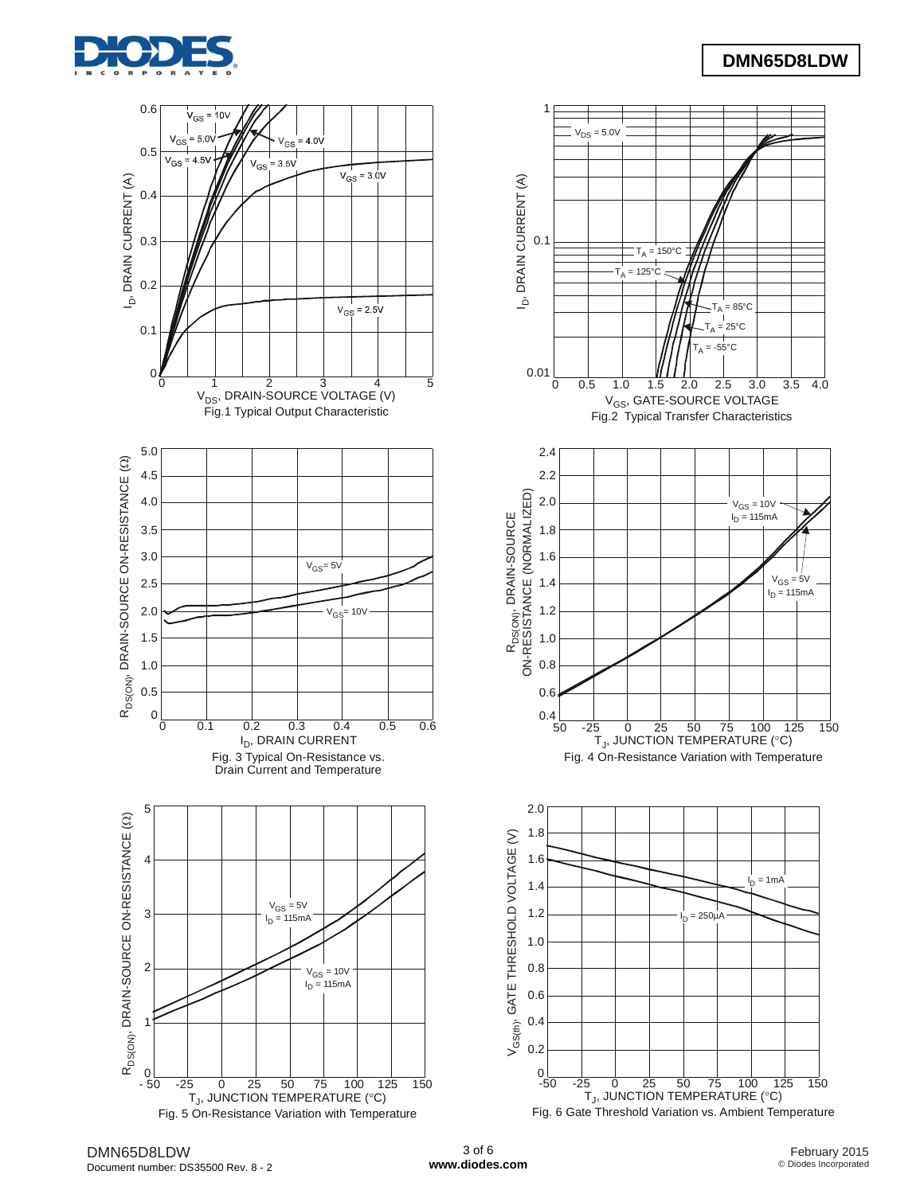$V_{GS}$ = 10V

$V_{GS}$ = 5.0V

$V_{GS}$ = 4.5V

$V_{GS}$ = 4.0V

$V_{GS}$ = 3.5V

$V_{GS}$ = 3.0V

$V_{GS}$ = 2.5V

$I_D$, DRAIN CURRENT (A)

$V_{DS}$, DRAIN-SOURCE VOLTAGE (V)

Fig.1 Typical Output Characteristic

$V_{DS}$ = 5.0V

$T_A$ = 150°C

$T_A$ = 125°C

$T_A$ = 85°C

$T_A$ = 25°C

$T_A$ = -55°C

$I_D$, DRAIN CURRENT (A)

$V_{GS}$, GATE-SOURCE VOLTAGE

Fig.2 Typical Transfer Characteristics

$V_{GS}$= 5V

$V_{GS}$= 10V

$R_{DS(ON)}$, DRAIN-SOURCE ON-RESISTANCE (Ω)

$I_D$, DRAIN CURRENT

Fig. 3 Typical On-Resistance vs. Drain Current and Temperature

$V_{GS}$ = 10V, $I_D$ = 115mA

$V_{GS}$ = 5V, $I_D$ = 115mA

$R_{DS(ON)}$, DRAIN-SOURCE ON-RESISTANCE (NORMALIZED)

$T_J$, JUNCTION TEMPERATURE (°C)

Fig. 4 On-Resistance Variation with Temperature

$V_{GS}$ = 5V, $I_D$ = 115mA

$V_{GS}$ = 10V, $I_D$ = 115mA

$R_{DS(ON)}$, DRAIN-SOURCE ON-RESISTANCE (Ω)

$T_J$, JUNCTION TEMPERATURE (°C)

Fig. 5 On-Resistance Variation with Temperature

$I_D$ = 1mA

$I_D$ = 250µA

$V_{GS(th)}$, GATE THRESHOLD VOLTAGE (V)

$T_J$, JUNCTION TEMPERATURE (°C)

Fig. 6 Gate Threshold Variation vs. Ambient Temperature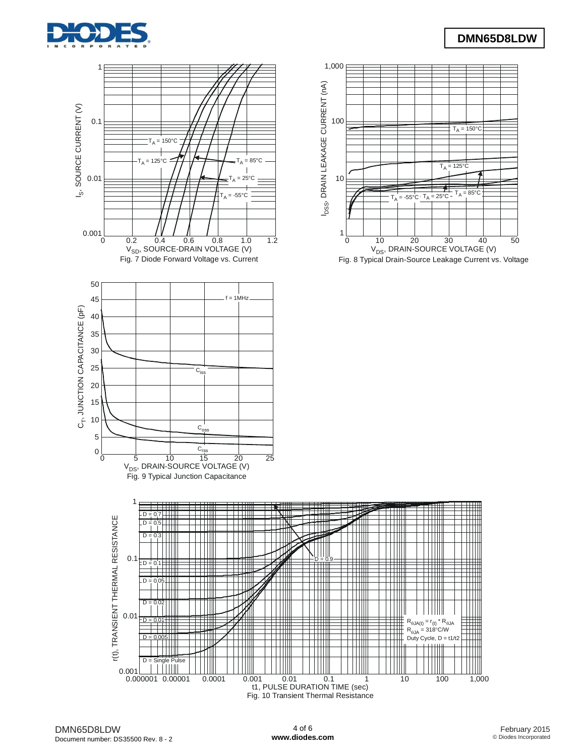Fig. 7 Diode Forward Voltage vs. Current

Fig. 8 Typical Drain-Source Leakage Current vs. Voltage

Fig. 9 Typical Junction Capacitance

Fig. 10 Transient Thermal Resistance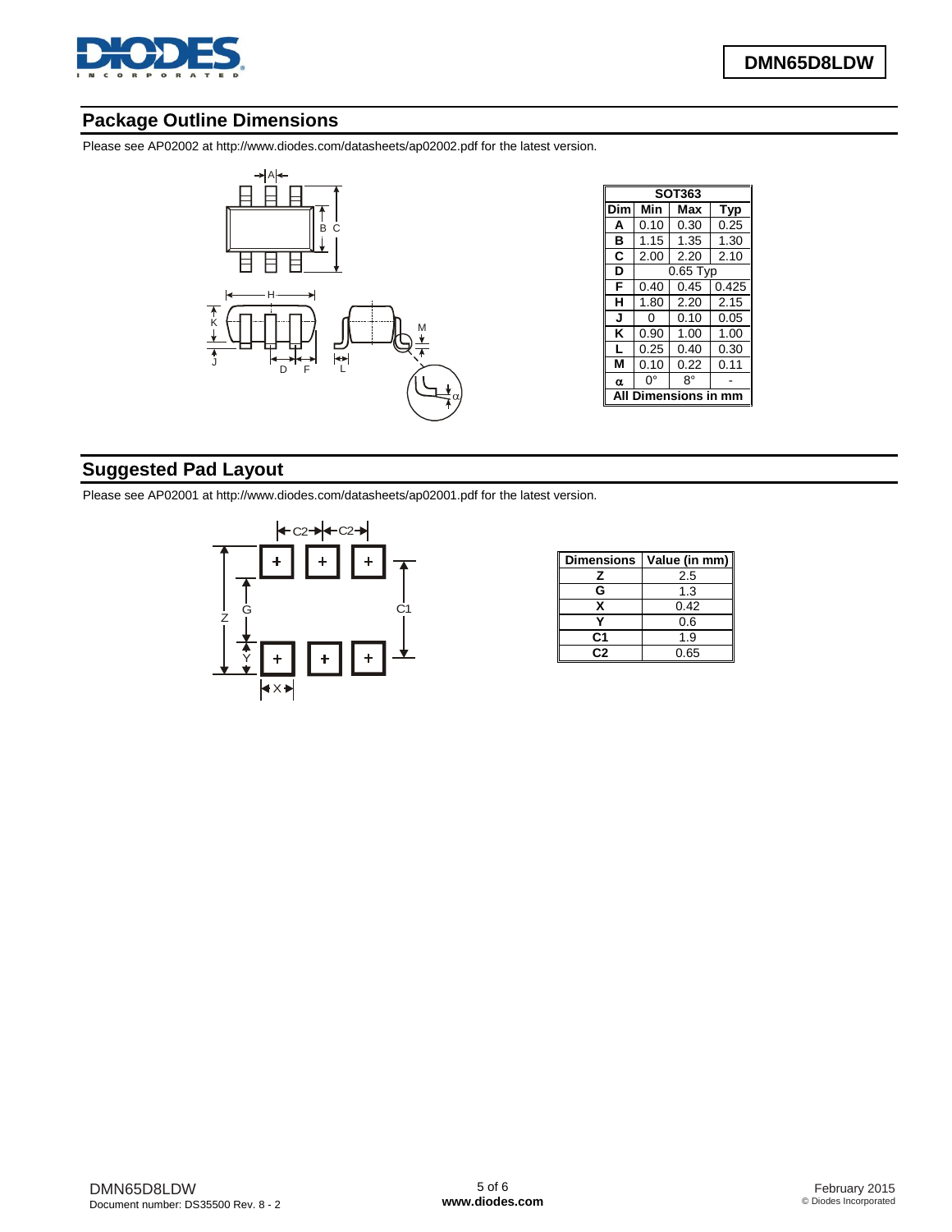## Package Outline Dimensions

Please see AP02002 at http://www.diodes.com/datasheets/ap02002.pdf for the latest version.

| SOT363 | | | |
|---|---|---|---|
| Dim | Min | Max | Typ |
| A | 0.10 | 0.30 | 0.25 |
| B | 1.15 | 1.35 | 1.30 |
| C | 2.00 | 2.20 | 2.10 |
| D | 0.65 Typ | | |
| F | 0.40 | 0.45 | 0.425 |
| H | 1.80 | 2.20 | 2.15 |
| J | 0 | 0.10 | 0.05 |
| K | 0.90 | 1.00 | 1.00 |
| L | 0.25 | 0.40 | 0.30 |
| M | 0.10 | 0.22 | 0.11 |
| $\alpha$ | 0° | 8° | - |
| All Dimensions in mm | | | |

## Suggested Pad Layout

Please see AP02001 at http://www.diodes.com/datasheets/ap02001.pdf for the latest version.

| Dimensions | Value (in mm) |
|---|---|
| Z | 2.5 |
| G | 1.3 |
| X | 0.42 |
| Y | 0.6 |
| C1 | 1.9 |
| C2 | 0.65 |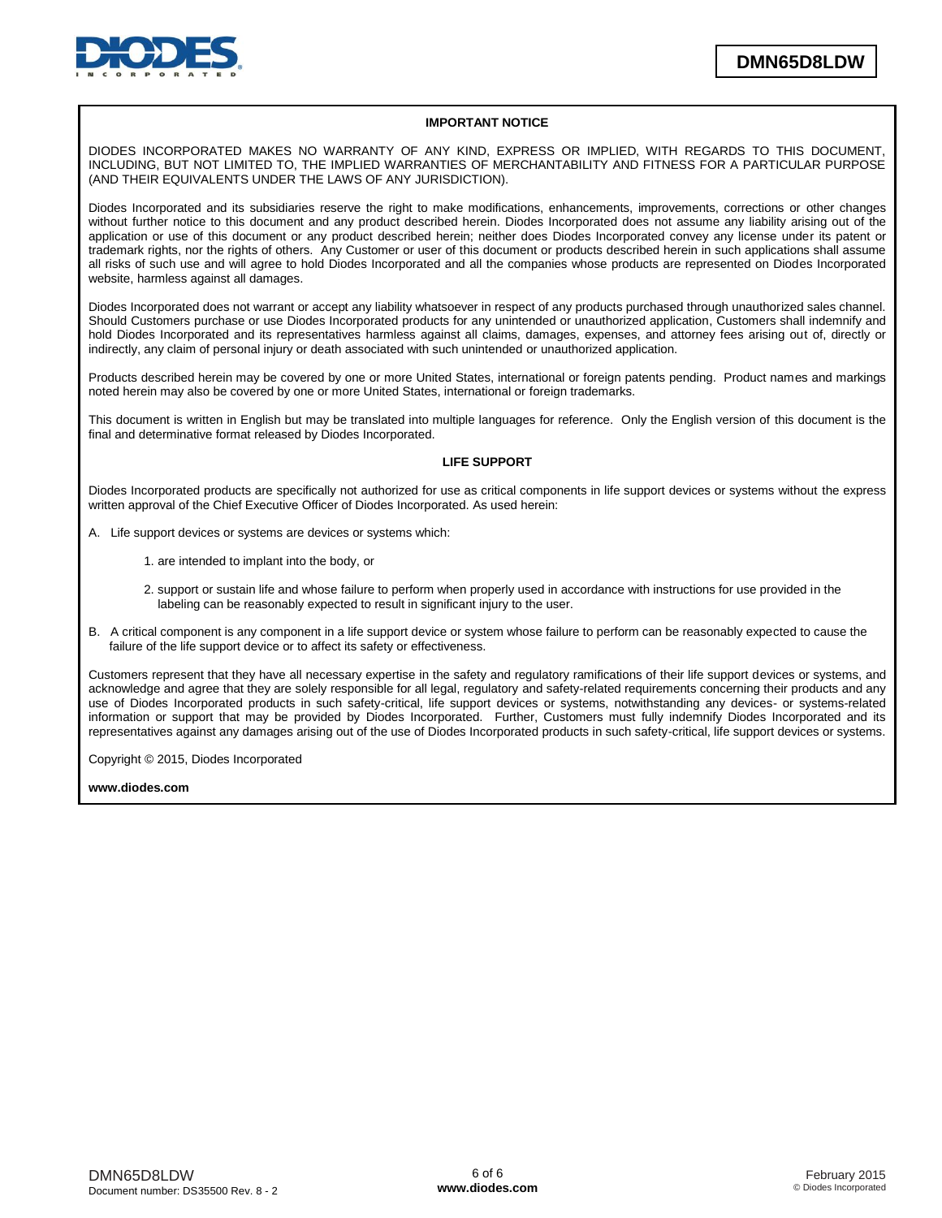## IMPORTANT NOTICE

DIODES INCORPORATED MAKES NO WARRANTY OF ANY KIND, EXPRESS OR IMPLIED, WITH REGARDS TO THIS DOCUMENT, INCLUDING, BUT NOT LIMITED TO, THE IMPLIED WARRANTIES OF MERCHANTABILITY AND FITNESS FOR A PARTICULAR PURPOSE (AND THEIR EQUIVALENTS UNDER THE LAWS OF ANY JURISDICTION).

Diodes Incorporated and its subsidiaries reserve the right to make modifications, enhancements, improvements, corrections or other changes without further notice to this document and any product described herein. Diodes Incorporated does not assume any liability arising out of the application or use of this document or any product described herein; neither does Diodes Incorporated convey any license under its patent or trademark rights, nor the rights of others. Any Customer or user of this document or products described herein in such applications shall assume all risks of such use and will agree to hold Diodes Incorporated and all the companies whose products are represented on Diodes Incorporated website, harmless against all damages.

Diodes Incorporated does not warrant or accept any liability whatsoever in respect of any products purchased through unauthorized sales channel. Should Customers purchase or use Diodes Incorporated products for any unintended or unauthorized application, Customers shall indemnify and hold Diodes Incorporated and its representatives harmless against all claims, damages, expenses, and attorney fees arising out of, directly or indirectly, any claim of personal injury or death associated with such unintended or unauthorized application.

Products described herein may be covered by one or more United States, international or foreign patents pending. Product names and markings noted herein may also be covered by one or more United States, international or foreign trademarks.

This document is written in English but may be translated into multiple languages for reference. Only the English version of this document is the final and determinative format released by Diodes Incorporated.

## LIFE SUPPORT

Diodes Incorporated products are specifically not authorized for use as critical components in life support devices or systems without the express written approval of the Chief Executive Officer of Diodes Incorporated. As used herein:

A. Life support devices or systems are devices or systems which:

1. are intended to implant into the body, or
2. support or sustain life and whose failure to perform when properly used in accordance with instructions for use provided in the labeling can be reasonably expected to result in significant injury to the user.

B. A critical component is any component in a life support device or system whose failure to perform can be reasonably expected to cause the failure of the life support device or to affect its safety or effectiveness.

Customers represent that they have all necessary expertise in the safety and regulatory ramifications of their life support devices or systems, and acknowledge and agree that they are solely responsible for all legal, regulatory and safety-related requirements concerning their products and any use of Diodes Incorporated products in such safety-critical, life support devices or systems, notwithstanding any devices- or systems-related information or support that may be provided by Diodes Incorporated. Further, Customers must fully indemnify Diodes Incorporated and its representatives against any damages arising out of the use of Diodes Incorporated products in such safety-critical, life support devices or systems.

Copyright © 2015, Diodes Incorporated

**www.diodes.com**